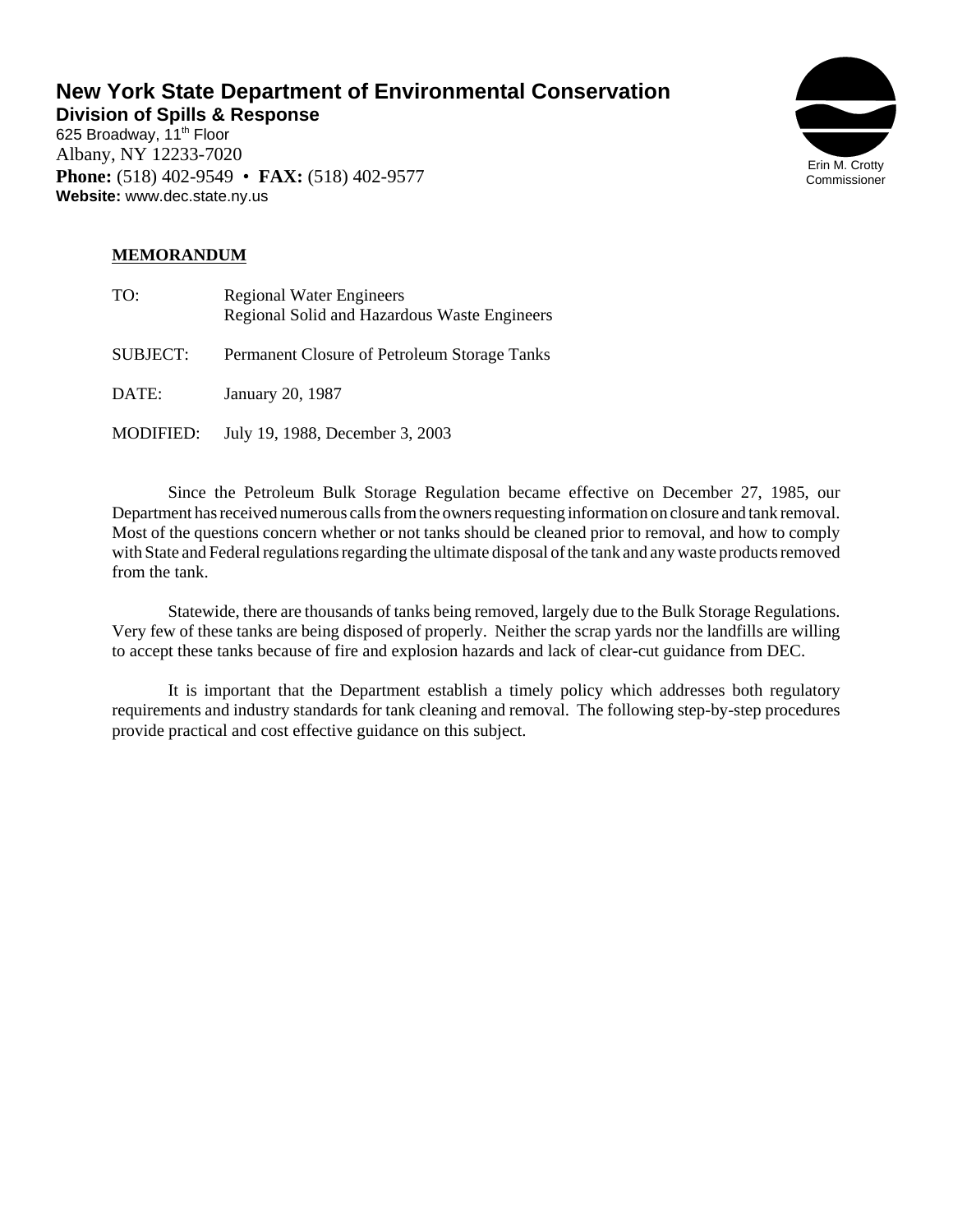# New York State Department of Environmental Conservation

**Division of Spills & Response**

625 Broadway, 11th Floor
Albany, NY 12233-7020
**Phone:** (518) 402-9549 • **FAX:** (518) 402-9577
**Website:** www.dec.state.ny.us

Erin M. Crotty
Commissioner

**MEMORANDUM**

TO: Regional Water Engineers
Regional Solid and Hazardous Waste Engineers

SUBJECT: Permanent Closure of Petroleum Storage Tanks

DATE: January 20, 1987

MODIFIED: July 19, 1988, December 3, 2003

Since the Petroleum Bulk Storage Regulation became effective on December 27, 1985, our Department has received numerous calls from the owners requesting information on closure and tank removal. Most of the questions concern whether or not tanks should be cleaned prior to removal, and how to comply with State and Federal regulations regarding the ultimate disposal of the tank and any waste products removed from the tank.

Statewide, there are thousands of tanks being removed, largely due to the Bulk Storage Regulations. Very few of these tanks are being disposed of properly. Neither the scrap yards nor the landfills are willing to accept these tanks because of fire and explosion hazards and lack of clear-cut guidance from DEC.

It is important that the Department establish a timely policy which addresses both regulatory requirements and industry standards for tank cleaning and removal. The following step-by-step procedures provide practical and cost effective guidance on this subject.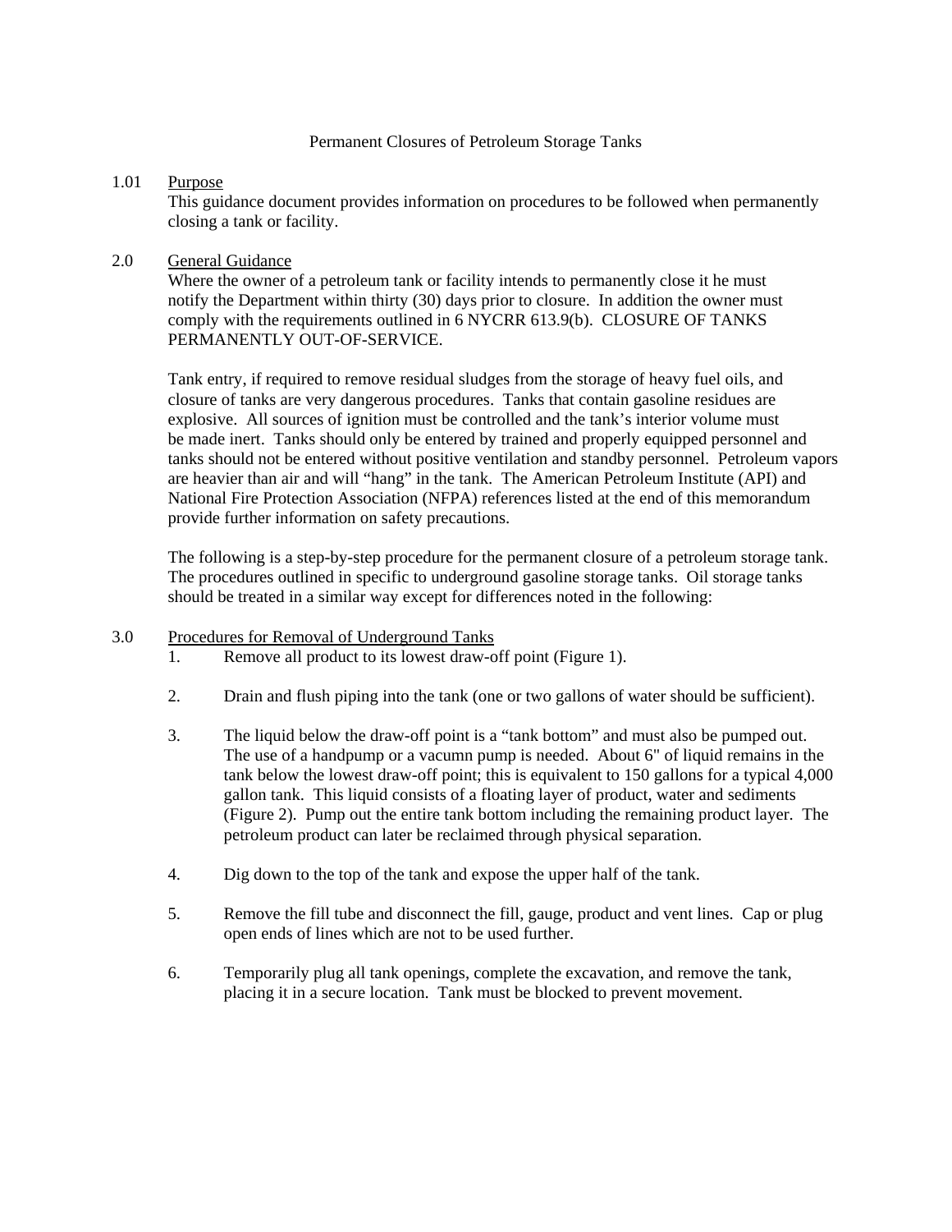# Permanent Closures of Petroleum Storage Tanks

## 1.01 Purpose

This guidance document provides information on procedures to be followed when permanently closing a tank or facility.

## 2.0 General Guidance

Where the owner of a petroleum tank or facility intends to permanently close it he must notify the Department within thirty (30) days prior to closure. In addition the owner must comply with the requirements outlined in 6 NYCRR 613.9(b). CLOSURE OF TANKS PERMANENTLY OUT-OF-SERVICE.

Tank entry, if required to remove residual sludges from the storage of heavy fuel oils, and closure of tanks are very dangerous procedures. Tanks that contain gasoline residues are explosive. All sources of ignition must be controlled and the tank's interior volume must be made inert. Tanks should only be entered by trained and properly equipped personnel and tanks should not be entered without positive ventilation and standby personnel. Petroleum vapors are heavier than air and will "hang" in the tank. The American Petroleum Institute (API) and National Fire Protection Association (NFPA) references listed at the end of this memorandum provide further information on safety precautions.

The following is a step-by-step procedure for the permanent closure of a petroleum storage tank. The procedures outlined in specific to underground gasoline storage tanks. Oil storage tanks should be treated in a similar way except for differences noted in the following:

## 3.0 Procedures for Removal of Underground Tanks

1. Remove all product to its lowest draw-off point (Figure 1).

2. Drain and flush piping into the tank (one or two gallons of water should be sufficient).

3. The liquid below the draw-off point is a "tank bottom" and must also be pumped out. The use of a handpump or a vacumn pump is needed. About 6" of liquid remains in the tank below the lowest draw-off point; this is equivalent to 150 gallons for a typical 4,000 gallon tank. This liquid consists of a floating layer of product, water and sediments (Figure 2). Pump out the entire tank bottom including the remaining product layer. The petroleum product can later be reclaimed through physical separation.

4. Dig down to the top of the tank and expose the upper half of the tank.

5. Remove the fill tube and disconnect the fill, gauge, product and vent lines. Cap or plug open ends of lines which are not to be used further.

6. Temporarily plug all tank openings, complete the excavation, and remove the tank, placing it in a secure location. Tank must be blocked to prevent movement.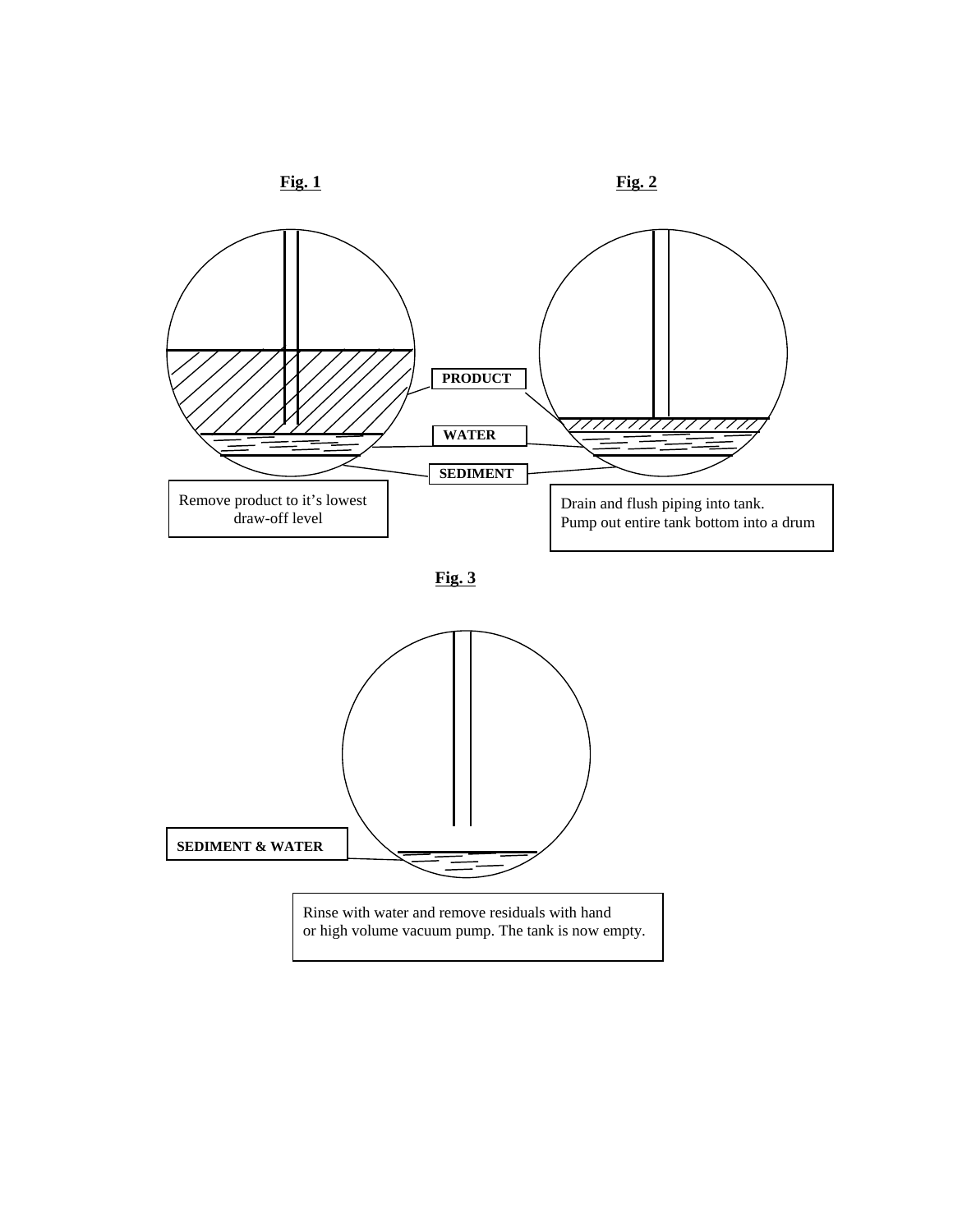**Fig. 1**

**PRODUCT**

**WATER**

**SEDIMENT**

Remove product to it's lowest draw-off level

**Fig. 2**

Drain and flush piping into tank.
Pump out entire tank bottom into a drum

**Fig. 3**

**SEDIMENT & WATER**

Rinse with water and remove residuals with hand or high volume vacuum pump. The tank is now empty.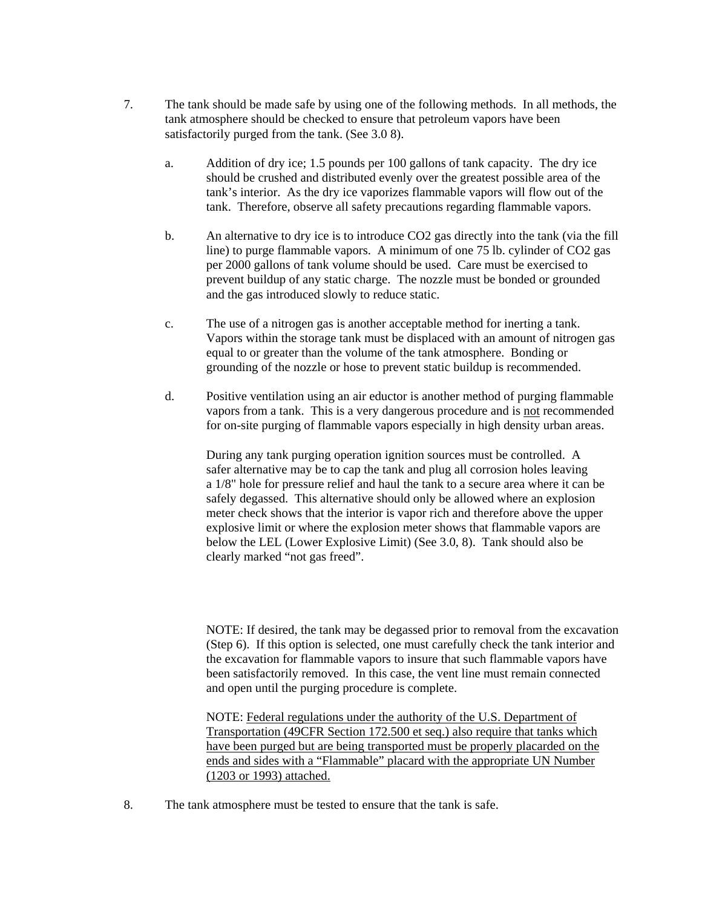7. The tank should be made safe by using one of the following methods. In all methods, the tank atmosphere should be checked to ensure that petroleum vapors have been satisfactorily purged from the tank. (See 3.0 8).

   a. Addition of dry ice; 1.5 pounds per 100 gallons of tank capacity. The dry ice should be crushed and distributed evenly over the greatest possible area of the tank's interior. As the dry ice vaporizes flammable vapors will flow out of the tank. Therefore, observe all safety precautions regarding flammable vapors.

   b. An alternative to dry ice is to introduce $CO_2$ gas directly into the tank (via the fill line) to purge flammable vapors. A minimum of one 75 lb. cylinder of $CO_2$ gas per 2000 gallons of tank volume should be used. Care must be exercised to prevent buildup of any static charge. The nozzle must be bonded or grounded and the gas introduced slowly to reduce static.

   c. The use of a nitrogen gas is another acceptable method for inerting a tank. Vapors within the storage tank must be displaced with an amount of nitrogen gas equal to or greater than the volume of the tank atmosphere. Bonding or grounding of the nozzle or hose to prevent static buildup is recommended.

   d. Positive ventilation using an air eductor is another method of purging flammable vapors from a tank. This is a very dangerous procedure and is <u>not</u> recommended for on-site purging of flammable vapors especially in high density urban areas.

      During any tank purging operation ignition sources must be controlled. A safer alternative may be to cap the tank and plug all corrosion holes leaving a 1/8" hole for pressure relief and haul the tank to a secure area where it can be safely degassed. This alternative should only be allowed where an explosion meter check shows that the interior is vapor rich and therefore above the upper explosive limit or where the explosion meter shows that flammable vapors are below the LEL (Lower Explosive Limit) (See 3.0, 8). Tank should also be clearly marked "not gas freed".

      NOTE: If desired, the tank may be degassed prior to removal from the excavation (Step 6). If this option is selected, one must carefully check the tank interior and the excavation for flammable vapors to insure that such flammable vapors have been satisfactorily removed. In this case, the vent line must remain connected and open until the purging procedure is complete.

      NOTE: <u>Federal regulations under the authority of the U.S. Department of Transportation (49CFR Section 172.500 et seq.) also require that tanks which have been purged but are being transported must be properly placarded on the ends and sides with a "Flammable" placard with the appropriate UN Number (1203 or 1993) attached.</u>

8. The tank atmosphere must be tested to ensure that the tank is safe.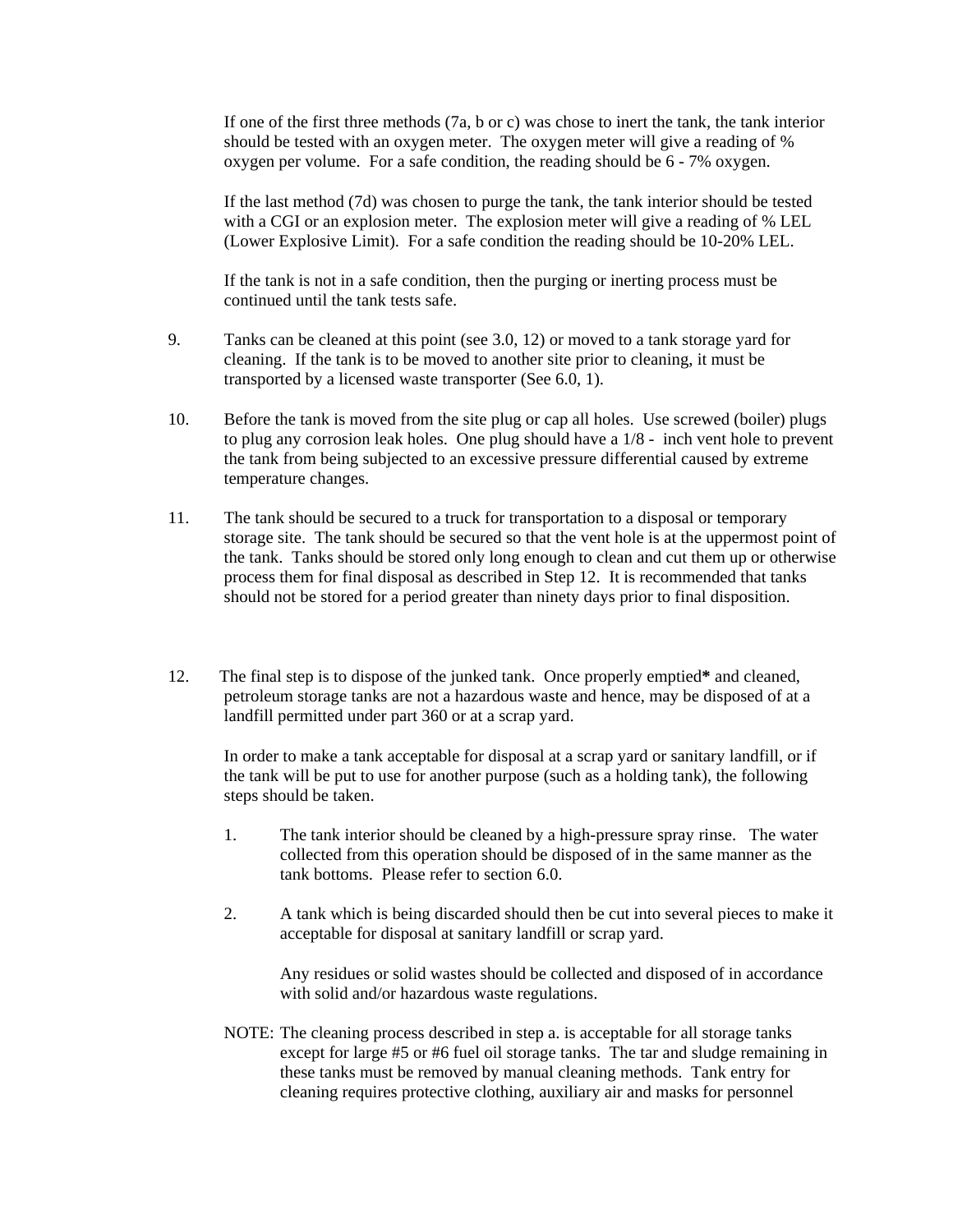If one of the first three methods (7a, b or c) was chose to inert the tank, the tank interior should be tested with an oxygen meter. The oxygen meter will give a reading of % oxygen per volume. For a safe condition, the reading should be 6 - 7% oxygen.

If the last method (7d) was chosen to purge the tank, the tank interior should be tested with a CGI or an explosion meter. The explosion meter will give a reading of % LEL (Lower Explosive Limit). For a safe condition the reading should be 10-20% LEL.

If the tank is not in a safe condition, then the purging or inerting process must be continued until the tank tests safe.

9. Tanks can be cleaned at this point (see 3.0, 12) or moved to a tank storage yard for cleaning. If the tank is to be moved to another site prior to cleaning, it must be transported by a licensed waste transporter (See 6.0, 1).

10. Before the tank is moved from the site plug or cap all holes. Use screwed (boiler) plugs to plug any corrosion leak holes. One plug should have a 1/8 - inch vent hole to prevent the tank from being subjected to an excessive pressure differential caused by extreme temperature changes.

11. The tank should be secured to a truck for transportation to a disposal or temporary storage site. The tank should be secured so that the vent hole is at the uppermost point of the tank. Tanks should be stored only long enough to clean and cut them up or otherwise process them for final disposal as described in Step 12. It is recommended that tanks should not be stored for a period greater than ninety days prior to final disposition.

12. The final step is to dispose of the junked tank. Once properly emptied**\*** and cleaned, petroleum storage tanks are not a hazardous waste and hence, may be disposed of at a landfill permitted under part 360 or at a scrap yard.

    In order to make a tank acceptable for disposal at a scrap yard or sanitary landfill, or if the tank will be put to use for another purpose (such as a holding tank), the following steps should be taken.

    1. The tank interior should be cleaned by a high-pressure spray rinse. The water collected from this operation should be disposed of in the same manner as the tank bottoms. Please refer to section 6.0.

    2. A tank which is being discarded should then be cut into several pieces to make it acceptable for disposal at sanitary landfill or scrap yard.

       Any residues or solid wastes should be collected and disposed of in accordance with solid and/or hazardous waste regulations.

    NOTE: The cleaning process described in step a. is acceptable for all storage tanks except for large #5 or #6 fuel oil storage tanks. The tar and sludge remaining in these tanks must be removed by manual cleaning methods. Tank entry for cleaning requires protective clothing, auxiliary air and masks for personnel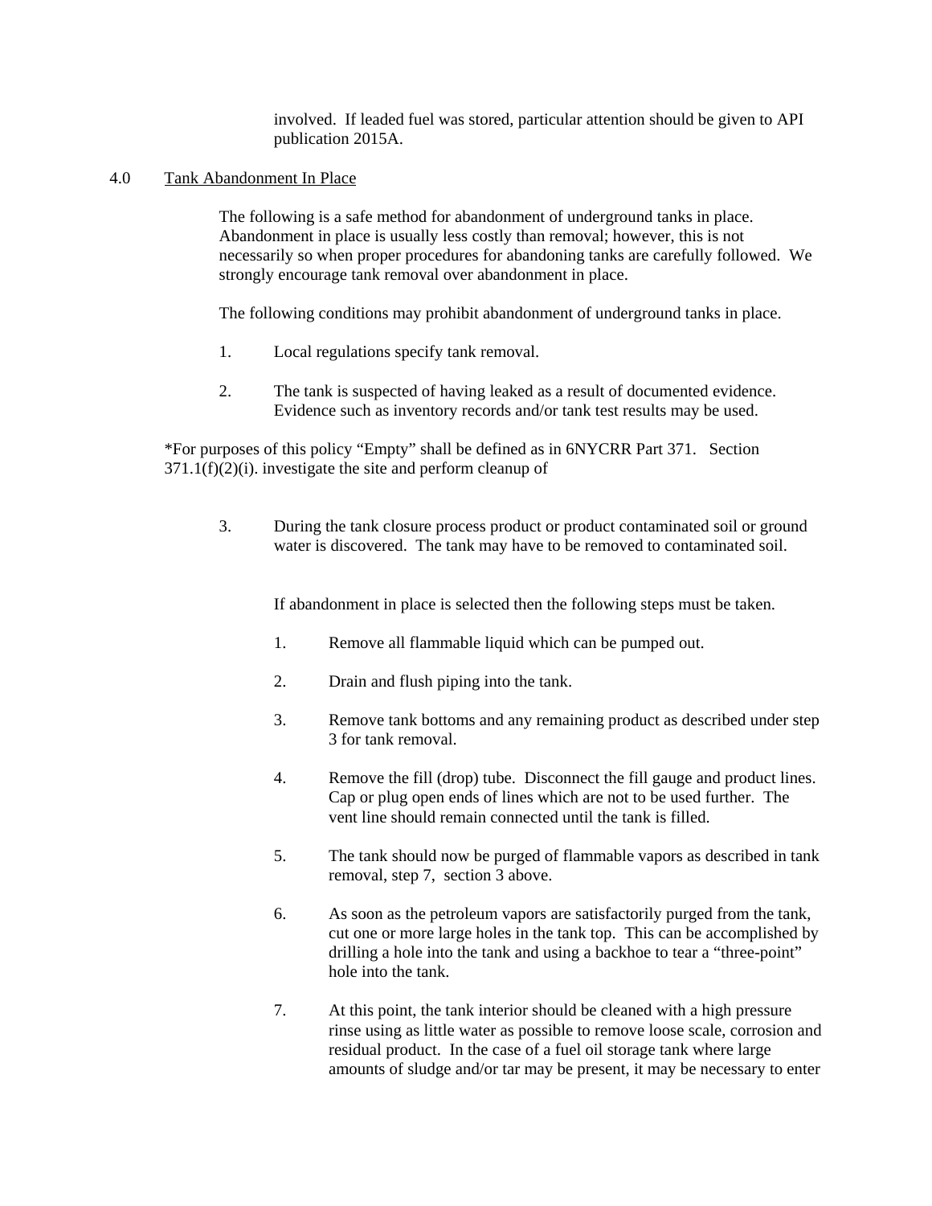involved. If leaded fuel was stored, particular attention should be given to API publication 2015A.

## 4.0 Tank Abandonment In Place

The following is a safe method for abandonment of underground tanks in place. Abandonment in place is usually less costly than removal; however, this is not necessarily so when proper procedures for abandoning tanks are carefully followed. We strongly encourage tank removal over abandonment in place.

The following conditions may prohibit abandonment of underground tanks in place.

1. Local regulations specify tank removal.

2. The tank is suspected of having leaked as a result of documented evidence. Evidence such as inventory records and/or tank test results may be used.

*For purposes of this policy "Empty" shall be defined as in 6NYCRR Part 371. Section 371.1(f)(2)(i). investigate the site and perform cleanup of

3. During the tank closure process product or product contaminated soil or ground water is discovered. The tank may have to be removed to contaminated soil.

If abandonment in place is selected then the following steps must be taken.

1. Remove all flammable liquid which can be pumped out.

2. Drain and flush piping into the tank.

3. Remove tank bottoms and any remaining product as described under step 3 for tank removal.

4. Remove the fill (drop) tube. Disconnect the fill gauge and product lines. Cap or plug open ends of lines which are not to be used further. The vent line should remain connected until the tank is filled.

5. The tank should now be purged of flammable vapors as described in tank removal, step 7, section 3 above.

6. As soon as the petroleum vapors are satisfactorily purged from the tank, cut one or more large holes in the tank top. This can be accomplished by drilling a hole into the tank and using a backhoe to tear a "three-point" hole into the tank.

7. At this point, the tank interior should be cleaned with a high pressure rinse using as little water as possible to remove loose scale, corrosion and residual product. In the case of a fuel oil storage tank where large amounts of sludge and/or tar may be present, it may be necessary to enter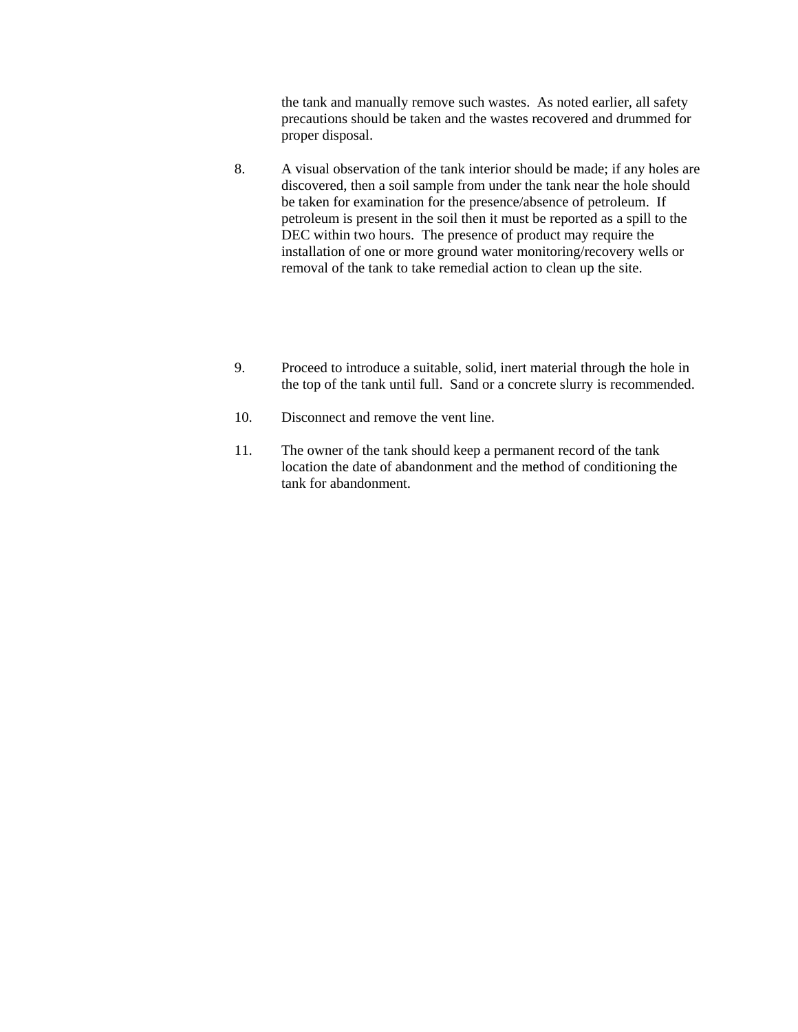the tank and manually remove such wastes.  As noted earlier, all safety precautions should be taken and the wastes recovered and drummed for proper disposal.

8. A visual observation of the tank interior should be made; if any holes are discovered, then a soil sample from under the tank near the hole should be taken for examination for the presence/absence of petroleum.  If petroleum is present in the soil then it must be reported as a spill to the DEC within two hours.  The presence of product may require the installation of one or more ground water monitoring/recovery wells or removal of the tank to take remedial action to clean up the site.

9. Proceed to introduce a suitable, solid, inert material through the hole in the top of the tank until full.  Sand or a concrete slurry is recommended.

10. Disconnect and remove the vent line.

11. The owner of the tank should keep a permanent record of the tank location the date of abandonment and the method of conditioning the tank for abandonment.